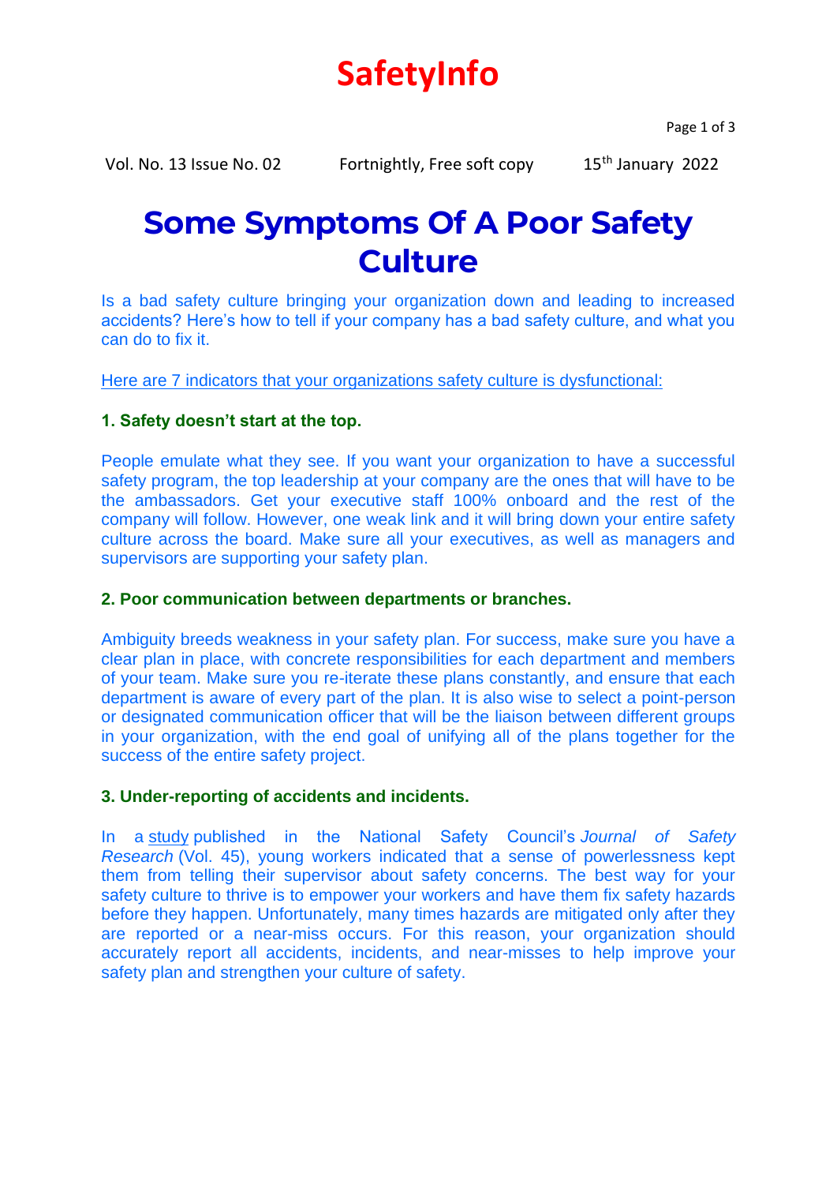# SafetyInfo

Vol. No. 13 Issue No. 02 Fortnightly, Free soft copy 15th January 2022

# Some Symptoms Of A Poor Safety Culture

Is a bad safety culture bringing your organization down and leading to increased accidents? Here's how to tell if your company has a bad safety culture, and what you can do to fix it.

Here are 7 indicators that your organizations safety culture is dysfunctional:

### 1. Safety doesn't start at the top.

People emulate what they see. If you want your organization to have a successful safety program, the top leadership at your company are the ones that will have to be the ambassadors. Get your executive staff 100% onboard and the rest of the company will follow. However, one weak link and it will bring down your entire safety culture across the board. Make sure all your executives, as well as managers and supervisors are supporting your safety plan.

### 2. Poor communication between departments or branches.

Ambiguity breeds weakness in your safety plan. For success, make sure you have a clear plan in place, with concrete responsibilities for each department and members of your team. Make sure you re-iterate these plans constantly, and ensure that each department is aware of every part of the plan. It is also wise to select a point-person or designated communication officer that will be the liaison between different groups in your organization, with the end goal of unifying all of the plans together for the success of the entire safety project.

### 3. Under-reporting of accidents and incidents.

In a study published in the National Safety Council's *Journal of Safety Research* (Vol. 45), young workers indicated that a sense of powerlessness kept them from telling their supervisor about safety concerns. The best way for your safety culture to thrive is to empower your workers and have them fix safety hazards before they happen. Unfortunately, many times hazards are mitigated only after they are reported or a near-miss occurs. For this reason, your organization should accurately report all accidents, incidents, and near-misses to help improve your safety plan and strengthen your culture of safety.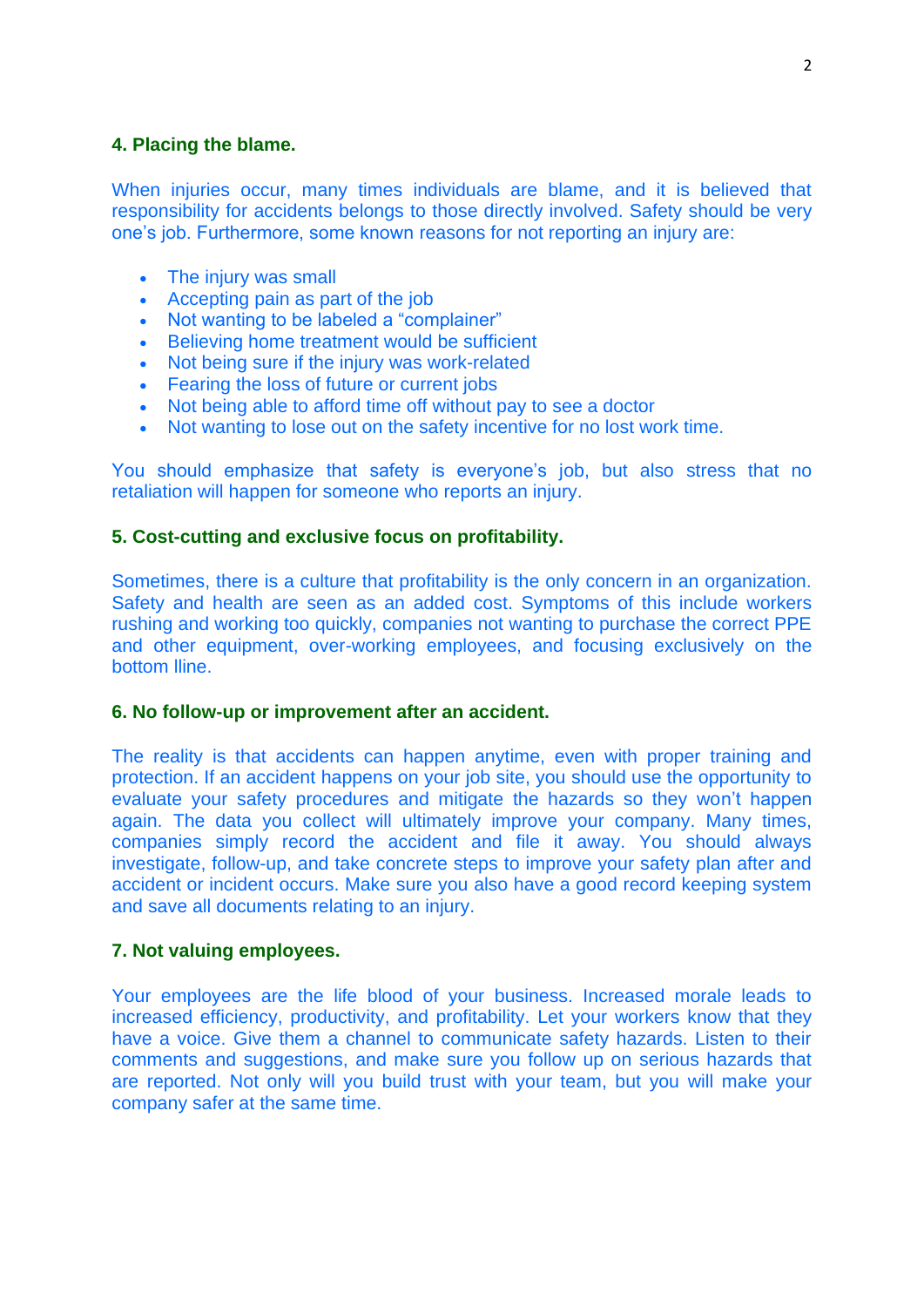**4. Placing the blame.**

When injuries occur, many times individuals are blame, and it is believed that responsibility for accidents belongs to those directly involved. Safety should be very one's job. Furthermore, some known reasons for not reporting an injury are:

- The injury was small
- Accepting pain as part of the job
- Not wanting to be labeled a "complainer"
- Believing home treatment would be sufficient
- Not being sure if the injury was work-related
- Fearing the loss of future or current jobs
- Not being able to afford time off without pay to see a doctor
- Not wanting to lose out on the safety incentive for no lost work time.

You should emphasize that safety is everyone's job, but also stress that no retaliation will happen for someone who reports an injury.

**5. Cost-cutting and exclusive focus on profitability.**

Sometimes, there is a culture that profitability is the only concern in an organization. Safety and health are seen as an added cost. Symptoms of this include workers rushing and working too quickly, companies not wanting to purchase the correct PPE and other equipment, over-working employees, and focusing exclusively on the bottom lline.

**6. No follow-up or improvement after an accident.**

The reality is that accidents can happen anytime, even with proper training and protection. If an accident happens on your job site, you should use the opportunity to evaluate your safety procedures and mitigate the hazards so they won't happen again. The data you collect will ultimately improve your company. Many times, companies simply record the accident and file it away. You should always investigate, follow-up, and take concrete steps to improve your safety plan after and accident or incident occurs. Make sure you also have a good record keeping system and save all documents relating to an injury.

**7. Not valuing employees.**

Your employees are the life blood of your business. Increased morale leads to increased efficiency, productivity, and profitability. Let your workers know that they have a voice. Give them a channel to communicate safety hazards. Listen to their comments and suggestions, and make sure you follow up on serious hazards that are reported. Not only will you build trust with your team, but you will make your company safer at the same time.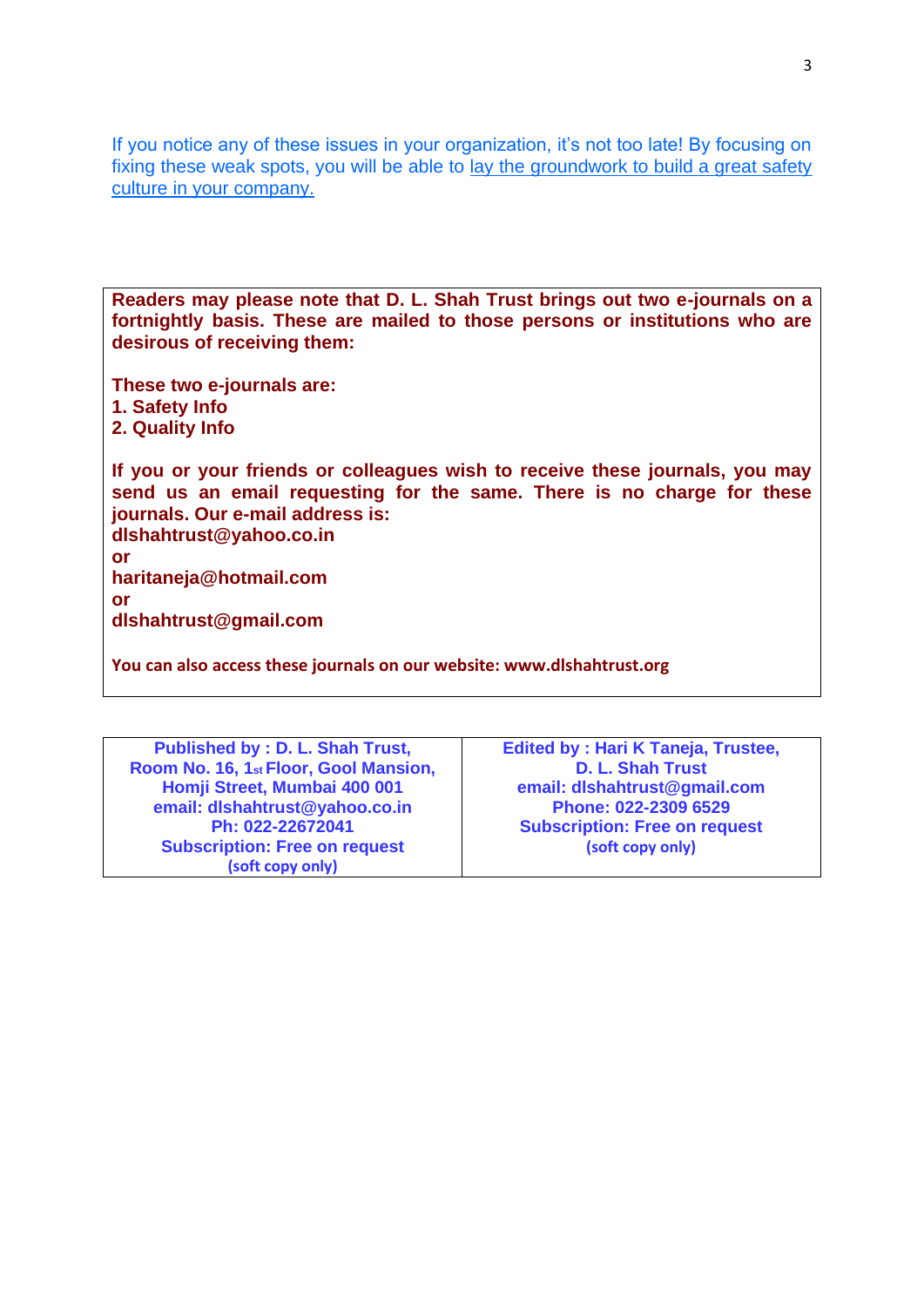If you notice any of these issues in your organization, it's not too late! By focusing on fixing these weak spots, you will be able to lay the groundwork to build a great safety culture in your company.

**Readers may please note that D. L. Shah Trust brings out two e-journals on a fortnightly basis. These are mailed to those persons or institutions who are desirous of receiving them:**

**These two e-journals are:**
**1. Safety Info**
**2. Quality Info**

**If you or your friends or colleagues wish to receive these journals, you may send us an email requesting for the same. There is no charge for these journals. Our e-mail address is:**
**dlshahtrust@yahoo.co.in**
**or**
**haritaneja@hotmail.com**
**or**
**dlshahtrust@gmail.com**

**You can also access these journals on our website: www.dlshahtrust.org**

| | |
|---|---|
| **Published by : D. L. Shah Trust,**<br>**Room No. 16, 1st Floor, Gool Mansion,**<br>**Homji Street, Mumbai 400 001**<br>**email: dlshahtrust@yahoo.co.in**<br>**Ph: 022-22672041**<br>**Subscription: Free on request**<br>**(soft copy only)** | **Edited by : Hari K Taneja, Trustee,**<br>**D. L. Shah Trust**<br>**email: dlshahtrust@gmail.com**<br>**Phone: 022-2309 6529**<br>**Subscription: Free on request**<br>**(soft copy only)** |